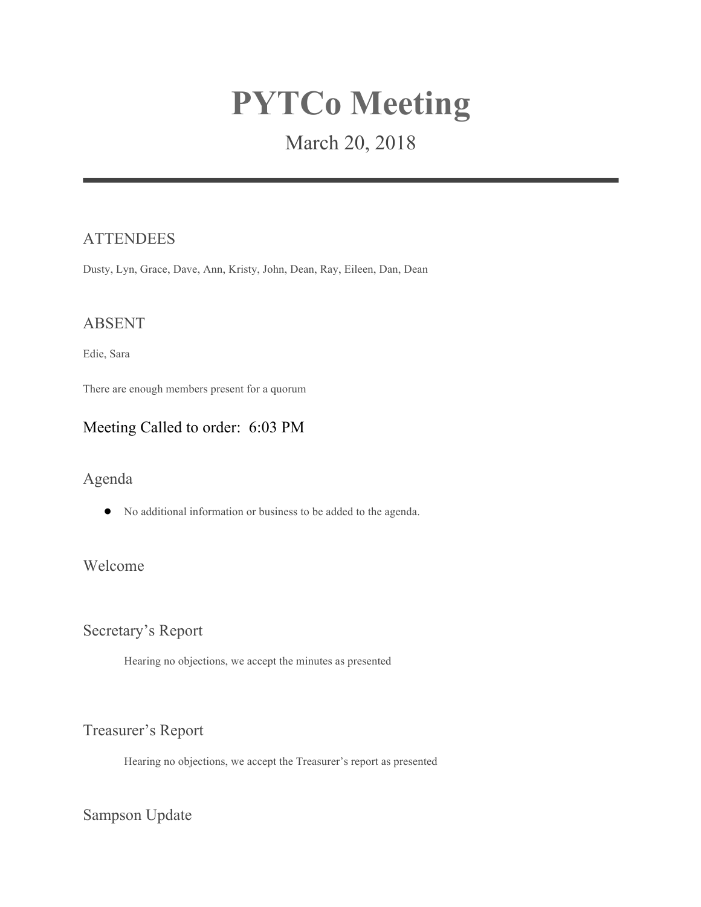# PYTCo Meeting

March 20, 2018

---

## ATTENDEES

Dusty, Lyn, Grace, Dave, Ann, Kristy, John, Dean, Ray, Eileen, Dan, Dean

## ABSENT

Edie, Sara

There are enough members present for a quorum

## Meeting Called to order: 6:03 PM

## Agenda

- No additional information or business to be added to the agenda.

## Welcome

## Secretary's Report

Hearing no objections, we accept the minutes as presented

## Treasurer's Report

Hearing no objections, we accept the Treasurer's report as presented

## Sampson Update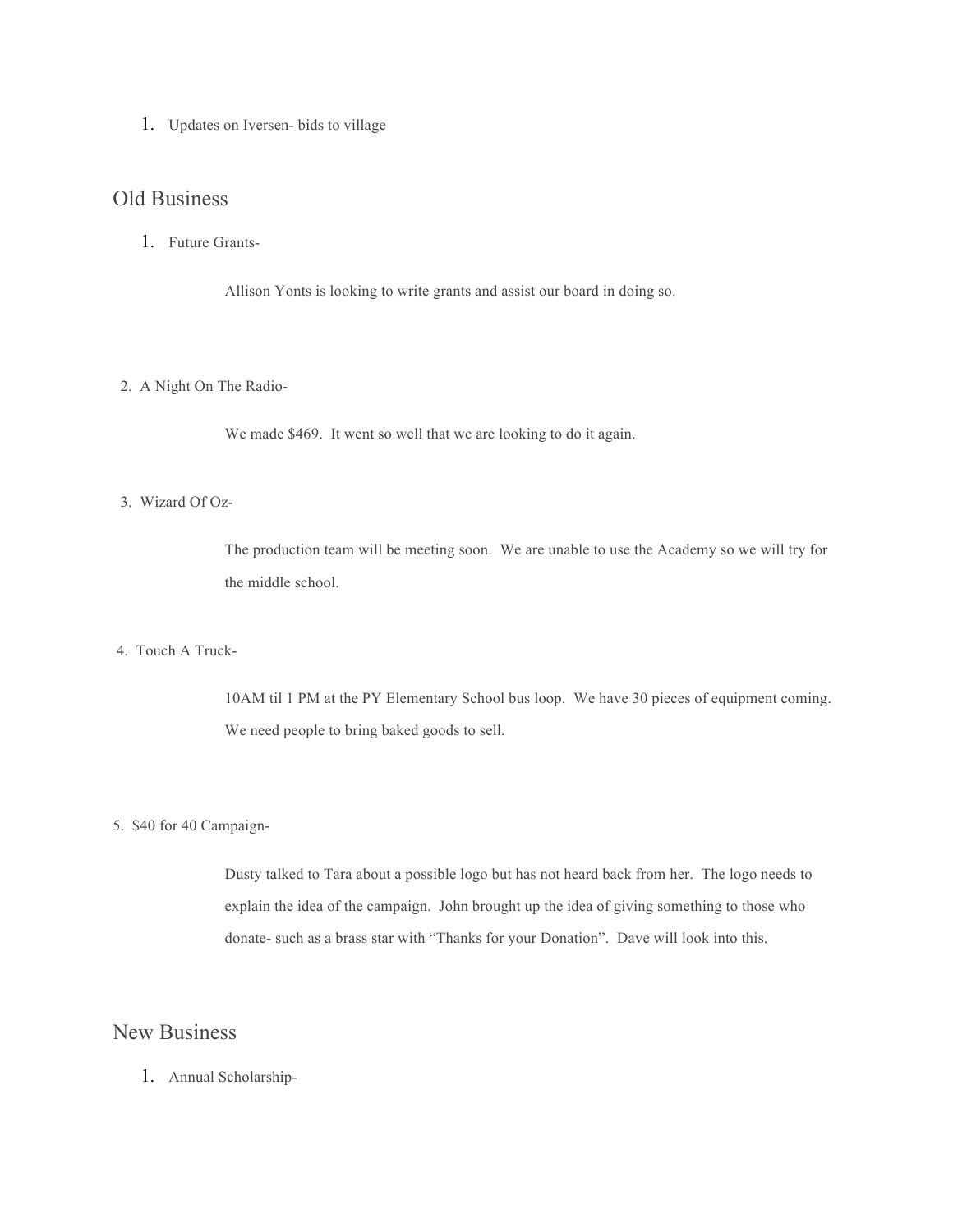1. Updates on Iversen- bids to village

## Old Business

1. Future Grants-

   Allison Yonts is looking to write grants and assist our board in doing so.

2. A Night On The Radio-

   We made $469.  It went so well that we are looking to do it again.

3. Wizard Of Oz-

   The production team will be meeting soon.  We are unable to use the Academy so we will try for the middle school.

4. Touch A Truck-

   10AM til 1 PM at the PY Elementary School bus loop.  We have 30 pieces of equipment coming.  We need people to bring baked goods to sell.

5. $40 for 40 Campaign-

   Dusty talked to Tara about a possible logo but has not heard back from her.  The logo needs to explain the idea of the campaign.  John brought up the idea of giving something to those who donate- such as a brass star with "Thanks for your Donation".  Dave will look into this.

## New Business

1. Annual Scholarship-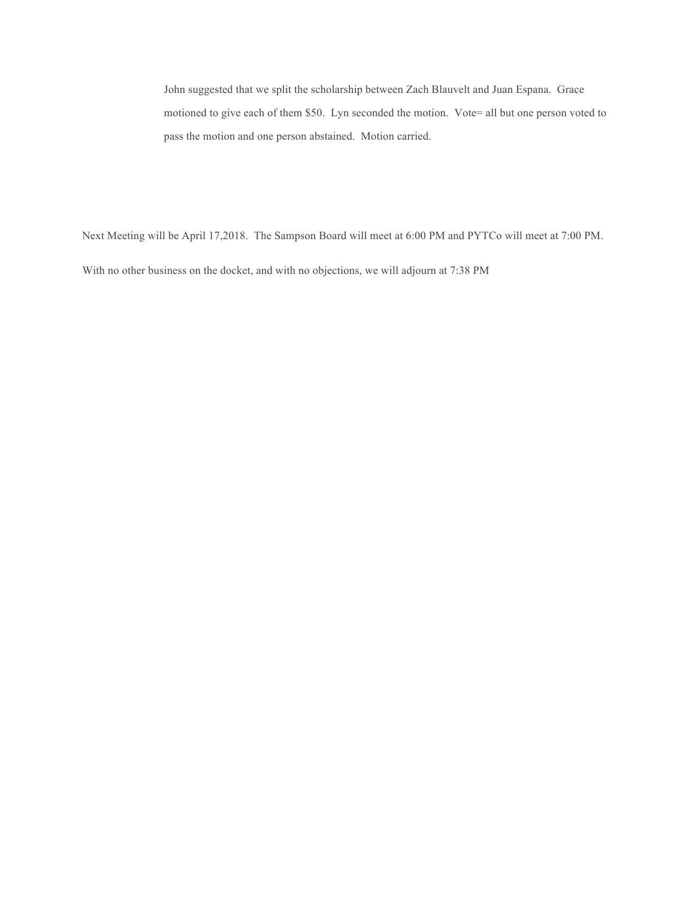John suggested that we split the scholarship between Zach Blauvelt and Juan Espana. Grace motioned to give each of them $50. Lyn seconded the motion. Vote= all but one person voted to pass the motion and one person abstained. Motion carried.

Next Meeting will be April 17,2018. The Sampson Board will meet at 6:00 PM and PYTCo will meet at 7:00 PM.

With no other business on the docket, and with no objections, we will adjourn at 7:38 PM